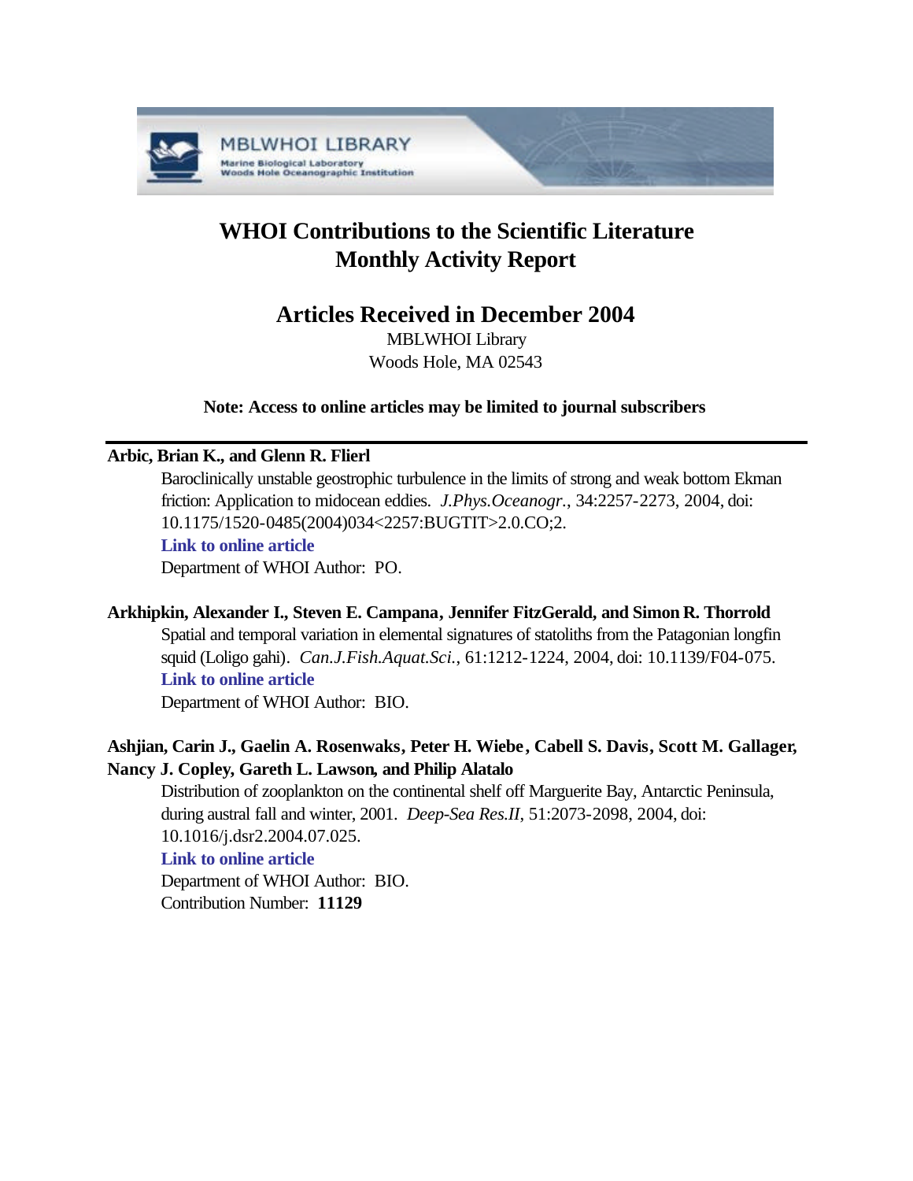# WHOI Contributions to the Scientific Literature Monthly Activity Report

## Articles Received in December 2004

MBLWHOI Library
Woods Hole, MA 02543

**Note: Access to online articles may be limited to journal subscribers**

---

**Arbic, Brian K., and Glenn R. Flierl**

Baroclinically unstable geostrophic turbulence in the limits of strong and weak bottom Ekman friction: Application to midocean eddies. *J.Phys.Oceanogr.*, 34:2257-2273, 2004, doi: 10.1175/1520-0485(2004)034<2257:BUGTIT>2.0.CO;2.

**Link to online article**

Department of WHOI Author: PO.

**Arkhipkin, Alexander I., Steven E. Campana, Jennifer FitzGerald, and Simon R. Thorrold**

Spatial and temporal variation in elemental signatures of statoliths from the Patagonian longfin squid (Loligo gahi). *Can.J.Fish.Aquat.Sci.*, 61:1212-1224, 2004, doi: 10.1139/F04-075.

**Link to online article**

Department of WHOI Author: BIO.

**Ashjian, Carin J., Gaelin A. Rosenwaks, Peter H. Wiebe, Cabell S. Davis, Scott M. Gallager, Nancy J. Copley, Gareth L. Lawson, and Philip Alatalo**

Distribution of zooplankton on the continental shelf off Marguerite Bay, Antarctic Peninsula, during austral fall and winter, 2001. *Deep-Sea Res.II*, 51:2073-2098, 2004, doi: 10.1016/j.dsr2.2004.07.025.

**Link to online article**

Department of WHOI Author: BIO.

Contribution Number: **11129**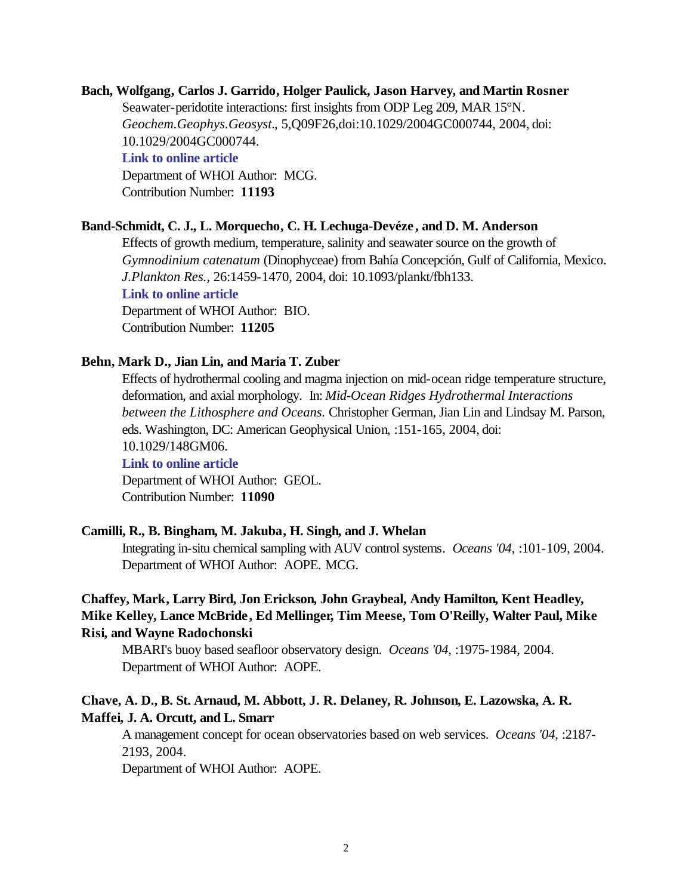**Bach, Wolfgang, Carlos J. Garrido, Holger Paulick, Jason Harvey, and Martin Rosner**

Seawater-peridotite interactions: first insights from ODP Leg 209, MAR 15°N. *Geochem.Geophys.Geosyst.*, 5,Q09F26,doi:10.1029/2004GC000744, 2004, doi: 10.1029/2004GC000744.

**Link to online article**

Department of WHOI Author: MCG.

Contribution Number: **11193**

**Band-Schmidt, C. J., L. Morquecho, C. H. Lechuga-Devéze, and D. M. Anderson**

Effects of growth medium, temperature, salinity and seawater source on the growth of *Gymnodinium catenatum* (Dinophyceae) from Bahía Concepción, Gulf of California, Mexico. *J.Plankton Res.*, 26:1459-1470, 2004, doi: 10.1093/plankt/fbh133.

**Link to online article**

Department of WHOI Author: BIO.

Contribution Number: **11205**

**Behn, Mark D., Jian Lin, and Maria T. Zuber**

Effects of hydrothermal cooling and magma injection on mid-ocean ridge temperature structure, deformation, and axial morphology. In: *Mid-Ocean Ridges Hydrothermal Interactions between the Lithosphere and Oceans.* Christopher German, Jian Lin and Lindsay M. Parson, eds. Washington, DC: American Geophysical Union, :151-165, 2004, doi: 10.1029/148GM06.

**Link to online article**

Department of WHOI Author: GEOL.

Contribution Number: **11090**

**Camilli, R., B. Bingham, M. Jakuba, H. Singh, and J. Whelan**

Integrating in-situ chemical sampling with AUV control systems. *Oceans '04*, :101-109, 2004.

Department of WHOI Author: AOPE. MCG.

**Chaffey, Mark, Larry Bird, Jon Erickson, John Graybeal, Andy Hamilton, Kent Headley, Mike Kelley, Lance McBride, Ed Mellinger, Tim Meese, Tom O'Reilly, Walter Paul, Mike Risi, and Wayne Radochonski**

MBARI's buoy based seafloor observatory design. *Oceans '04*, :1975-1984, 2004.

Department of WHOI Author: AOPE.

**Chave, A. D., B. St. Arnaud, M. Abbott, J. R. Delaney, R. Johnson, E. Lazowska, A. R. Maffei, J. A. Orcutt, and L. Smarr**

A management concept for ocean observatories based on web services. *Oceans '04*, :2187-2193, 2004.

Department of WHOI Author: AOPE.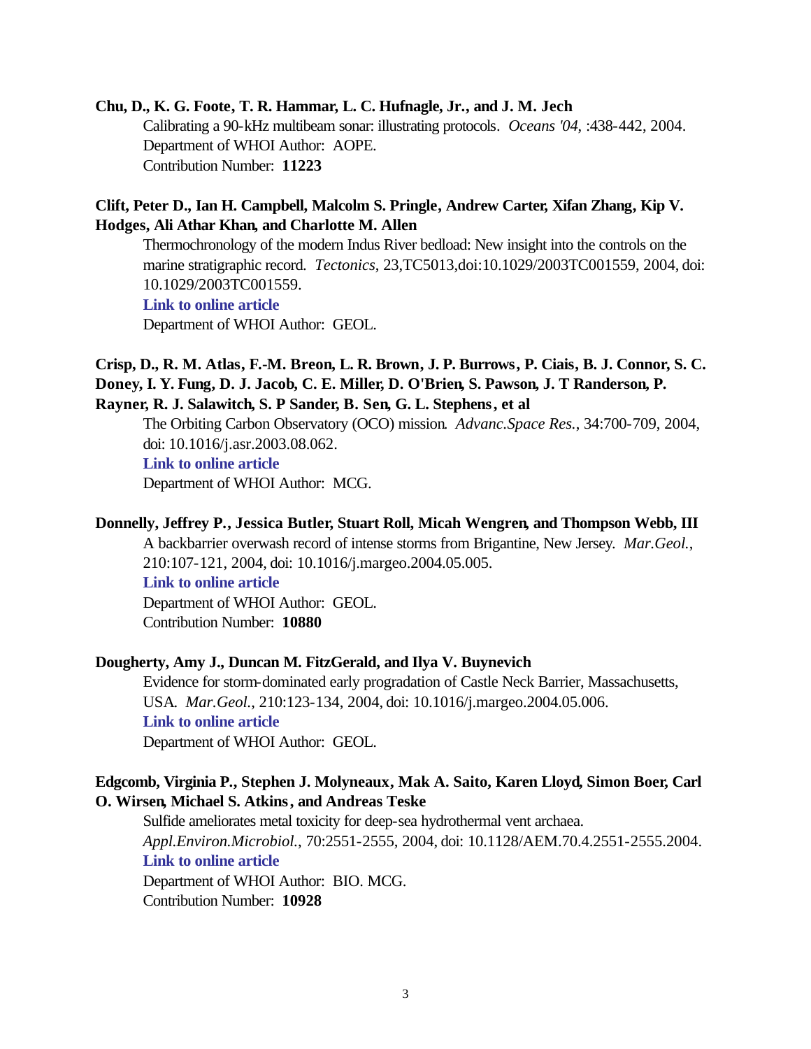**Chu, D., K. G. Foote, T. R. Hammar, L. C. Hufnagle, Jr., and J. M. Jech**

Calibrating a 90-kHz multibeam sonar: illustrating protocols. *Oceans '04*, :438-442, 2004.
Department of WHOI Author: AOPE.
Contribution Number: **11223**

**Clift, Peter D., Ian H. Campbell, Malcolm S. Pringle, Andrew Carter, Xifan Zhang, Kip V. Hodges, Ali Athar Khan, and Charlotte M. Allen**

Thermochronology of the modern Indus River bedload: New insight into the controls on the marine stratigraphic record. *Tectonics*, 23,TC5013,doi:10.1029/2003TC001559, 2004, doi: 10.1029/2003TC001559.
**Link to online article**
Department of WHOI Author: GEOL.

**Crisp, D., R. M. Atlas, F.-M. Breon, L. R. Brown, J. P. Burrows, P. Ciais, B. J. Connor, S. C. Doney, I. Y. Fung, D. J. Jacob, C. E. Miller, D. O'Brien, S. Pawson, J. T Randerson, P. Rayner, R. J. Salawitch, S. P Sander, B. Sen, G. L. Stephens, et al**

The Orbiting Carbon Observatory (OCO) mission. *Advanc.Space Res.*, 34:700-709, 2004, doi: 10.1016/j.asr.2003.08.062.
**Link to online article**
Department of WHOI Author: MCG.

**Donnelly, Jeffrey P., Jessica Butler, Stuart Roll, Micah Wengren, and Thompson Webb, III**

A backbarrier overwash record of intense storms from Brigantine, New Jersey. *Mar.Geol.*, 210:107-121, 2004, doi: 10.1016/j.margeo.2004.05.005.
**Link to online article**
Department of WHOI Author: GEOL.
Contribution Number: **10880**

**Dougherty, Amy J., Duncan M. FitzGerald, and Ilya V. Buynevich**

Evidence for storm-dominated early progradation of Castle Neck Barrier, Massachusetts, USA. *Mar.Geol.*, 210:123-134, 2004, doi: 10.1016/j.margeo.2004.05.006.
**Link to online article**
Department of WHOI Author: GEOL.

**Edgcomb, Virginia P., Stephen J. Molyneaux, Mak A. Saito, Karen Lloyd, Simon Boer, Carl O. Wirsen, Michael S. Atkins, and Andreas Teske**

Sulfide ameliorates metal toxicity for deep-sea hydrothermal vent archaea. *Appl.Environ.Microbiol.*, 70:2551-2555, 2004, doi: 10.1128/AEM.70.4.2551-2555.2004.
**Link to online article**
Department of WHOI Author: BIO. MCG.
Contribution Number: **10928**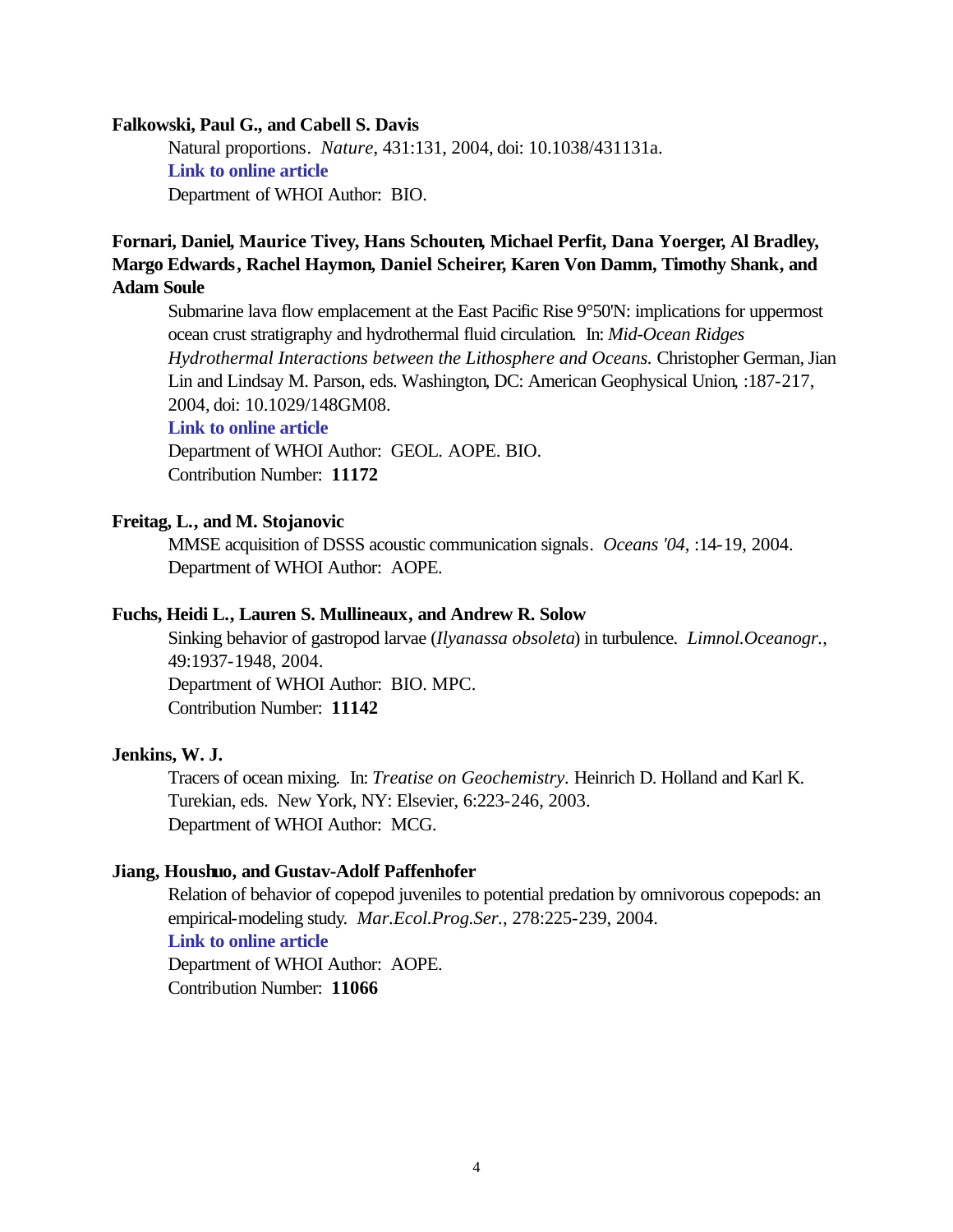**Falkowski, Paul G., and Cabell S. Davis**

Natural proportions. *Nature*, 431:131, 2004, doi: 10.1038/431131a.
**Link to online article**
Department of WHOI Author: BIO.

**Fornari, Daniel, Maurice Tivey, Hans Schouten, Michael Perfit, Dana Yoerger, Al Bradley, Margo Edwards, Rachel Haymon, Daniel Scheirer, Karen Von Damm, Timothy Shank, and Adam Soule**

Submarine lava flow emplacement at the East Pacific Rise 9°50'N: implications for uppermost ocean crust stratigraphy and hydrothermal fluid circulation. In: *Mid-Ocean Ridges Hydrothermal Interactions between the Lithosphere and Oceans.* Christopher German, Jian Lin and Lindsay M. Parson, eds. Washington, DC: American Geophysical Union, :187-217, 2004, doi: 10.1029/148GM08.
**Link to online article**
Department of WHOI Author: GEOL. AOPE. BIO.
Contribution Number: **11172**

**Freitag, L., and M. Stojanovic**

MMSE acquisition of DSSS acoustic communication signals. *Oceans '04*, :14-19, 2004.
Department of WHOI Author: AOPE.

**Fuchs, Heidi L., Lauren S. Mullineaux, and Andrew R. Solow**

Sinking behavior of gastropod larvae (*Ilyanassa obsoleta*) in turbulence. *Limnol.Oceanogr.*, 49:1937-1948, 2004.
Department of WHOI Author: BIO. MPC.
Contribution Number: **11142**

**Jenkins, W. J.**

Tracers of ocean mixing. In: *Treatise on Geochemistry*. Heinrich D. Holland and Karl K. Turekian, eds. New York, NY: Elsevier, 6:223-246, 2003.
Department of WHOI Author: MCG.

**Jiang, Houshuo, and Gustav-Adolf Paffenhofer**

Relation of behavior of copepod juveniles to potential predation by omnivorous copepods: an empirical-modeling study. *Mar.Ecol.Prog.Ser.*, 278:225-239, 2004.
**Link to online article**
Department of WHOI Author: AOPE.
Contribution Number: **11066**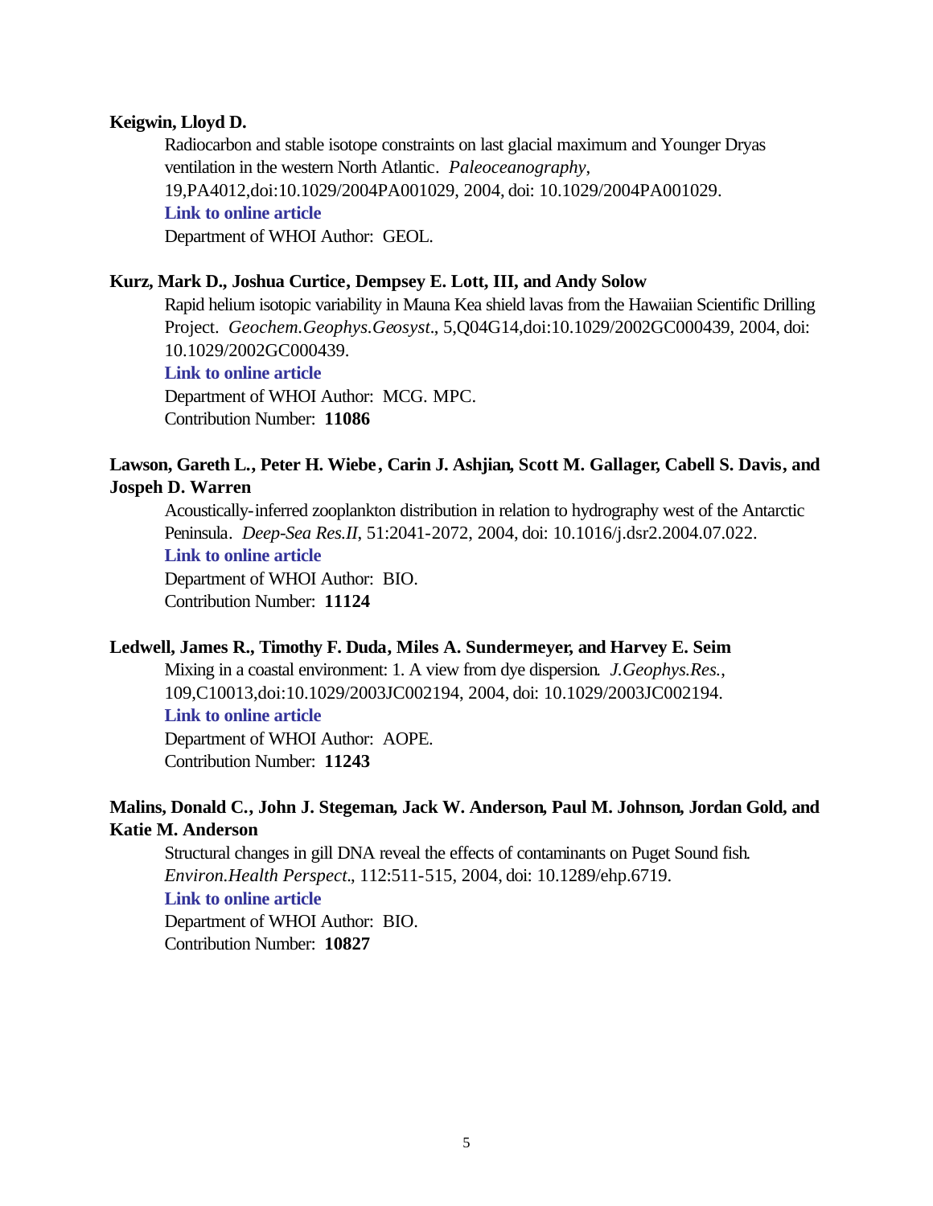**Keigwin, Lloyd D.**

Radiocarbon and stable isotope constraints on last glacial maximum and Younger Dryas ventilation in the western North Atlantic. *Paleoceanography*, 19,PA4012,doi:10.1029/2004PA001029, 2004, doi: 10.1029/2004PA001029.

**Link to online article**

Department of WHOI Author: GEOL.

**Kurz, Mark D., Joshua Curtice, Dempsey E. Lott, III, and Andy Solow**

Rapid helium isotopic variability in Mauna Kea shield lavas from the Hawaiian Scientific Drilling Project. *Geochem.Geophys.Geosyst.*, 5,Q04G14,doi:10.1029/2002GC000439, 2004, doi: 10.1029/2002GC000439.

**Link to online article**

Department of WHOI Author: MCG. MPC.

Contribution Number: **11086**

**Lawson, Gareth L., Peter H. Wiebe, Carin J. Ashjian, Scott M. Gallager, Cabell S. Davis, and Jospeh D. Warren**

Acoustically-inferred zooplankton distribution in relation to hydrography west of the Antarctic Peninsula. *Deep-Sea Res.II*, 51:2041-2072, 2004, doi: 10.1016/j.dsr2.2004.07.022.

**Link to online article**

Department of WHOI Author: BIO.

Contribution Number: **11124**

**Ledwell, James R., Timothy F. Duda, Miles A. Sundermeyer, and Harvey E. Seim**

Mixing in a coastal environment: 1. A view from dye dispersion. *J.Geophys.Res.*, 109,C10013,doi:10.1029/2003JC002194, 2004, doi: 10.1029/2003JC002194.

**Link to online article**

Department of WHOI Author: AOPE.

Contribution Number: **11243**

**Malins, Donald C., John J. Stegeman, Jack W. Anderson, Paul M. Johnson, Jordan Gold, and Katie M. Anderson**

Structural changes in gill DNA reveal the effects of contaminants on Puget Sound fish. *Environ.Health Perspect.*, 112:511-515, 2004, doi: 10.1289/ehp.6719.

**Link to online article**

Department of WHOI Author: BIO.

Contribution Number: **10827**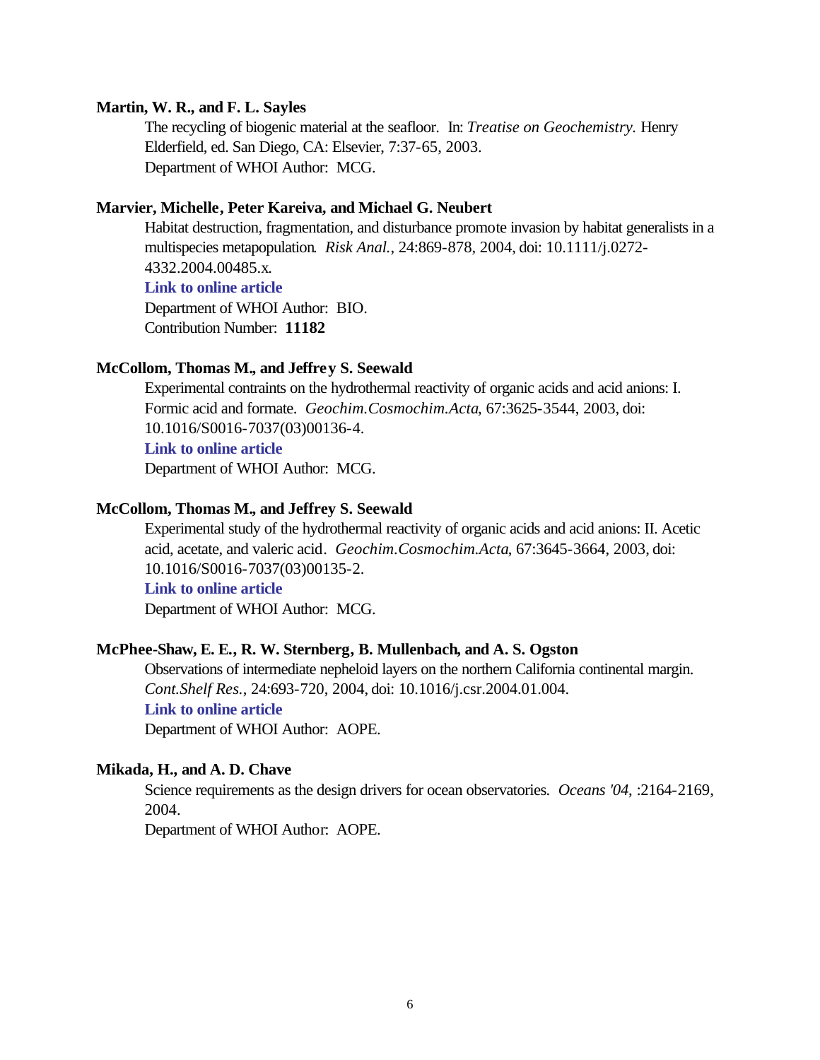**Martin, W. R., and F. L. Sayles**

The recycling of biogenic material at the seafloor. In: *Treatise on Geochemistry.* Henry Elderfield, ed. San Diego, CA: Elsevier, 7:37-65, 2003.
Department of WHOI Author: MCG.

**Marvier, Michelle, Peter Kareiva, and Michael G. Neubert**

Habitat destruction, fragmentation, and disturbance promote invasion by habitat generalists in a multispecies metapopulation. *Risk Anal.*, 24:869-878, 2004, doi: 10.1111/j.0272-4332.2004.00485.x.
**Link to online article**
Department of WHOI Author: BIO.
Contribution Number: **11182**

**McCollom, Thomas M., and Jeffrey S. Seewald**

Experimental contraints on the hydrothermal reactivity of organic acids and acid anions: I. Formic acid and formate. *Geochim.Cosmochim.Acta*, 67:3625-3544, 2003, doi: 10.1016/S0016-7037(03)00136-4.
**Link to online article**
Department of WHOI Author: MCG.

**McCollom, Thomas M., and Jeffrey S. Seewald**

Experimental study of the hydrothermal reactivity of organic acids and acid anions: II. Acetic acid, acetate, and valeric acid. *Geochim.Cosmochim.Acta*, 67:3645-3664, 2003, doi: 10.1016/S0016-7037(03)00135-2.
**Link to online article**
Department of WHOI Author: MCG.

**McPhee-Shaw, E. E., R. W. Sternberg, B. Mullenbach, and A. S. Ogston**

Observations of intermediate nepheloid layers on the northern California continental margin. *Cont.Shelf Res.*, 24:693-720, 2004, doi: 10.1016/j.csr.2004.01.004.
**Link to online article**
Department of WHOI Author: AOPE.

**Mikada, H., and A. D. Chave**

Science requirements as the design drivers for ocean observatories. *Oceans '04*, :2164-2169, 2004.
Department of WHOI Author: AOPE.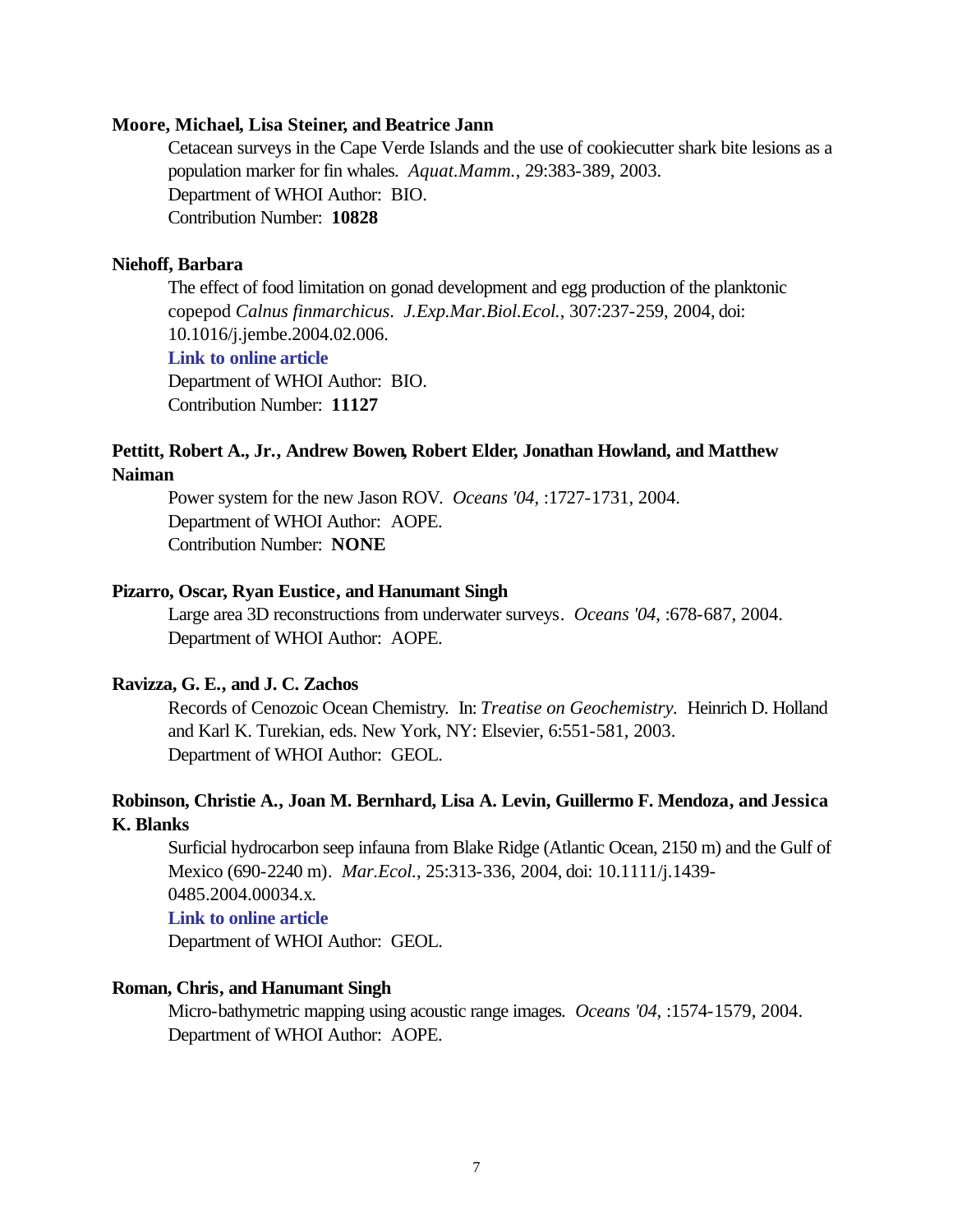**Moore, Michael, Lisa Steiner, and Beatrice Jann**

Cetacean surveys in the Cape Verde Islands and the use of cookiecutter shark bite lesions as a population marker for fin whales. *Aquat.Mamm.*, 29:383-389, 2003.
Department of WHOI Author: BIO.
Contribution Number: **10828**

**Niehoff, Barbara**

The effect of food limitation on gonad development and egg production of the planktonic copepod *Calnus finmarchicus*. *J.Exp.Mar.Biol.Ecol.*, 307:237-259, 2004, doi: 10.1016/j.jembe.2004.02.006.
**Link to online article**
Department of WHOI Author: BIO.
Contribution Number: **11127**

**Pettitt, Robert A., Jr., Andrew Bowen, Robert Elder, Jonathan Howland, and Matthew Naiman**

Power system for the new Jason ROV. *Oceans '04*, :1727-1731, 2004.
Department of WHOI Author: AOPE.
Contribution Number: **NONE**

**Pizarro, Oscar, Ryan Eustice, and Hanumant Singh**

Large area 3D reconstructions from underwater surveys. *Oceans '04*, :678-687, 2004.
Department of WHOI Author: AOPE.

**Ravizza, G. E., and J. C. Zachos**

Records of Cenozoic Ocean Chemistry. In: *Treatise on Geochemistry*. Heinrich D. Holland and Karl K. Turekian, eds. New York, NY: Elsevier, 6:551-581, 2003.
Department of WHOI Author: GEOL.

**Robinson, Christie A., Joan M. Bernhard, Lisa A. Levin, Guillermo F. Mendoza, and Jessica K. Blanks**

Surficial hydrocarbon seep infauna from Blake Ridge (Atlantic Ocean, 2150 m) and the Gulf of Mexico (690-2240 m). *Mar.Ecol.*, 25:313-336, 2004, doi: 10.1111/j.1439-0485.2004.00034.x.
**Link to online article**
Department of WHOI Author: GEOL.

**Roman, Chris, and Hanumant Singh**

Micro-bathymetric mapping using acoustic range images. *Oceans '04*, :1574-1579, 2004.
Department of WHOI Author: AOPE.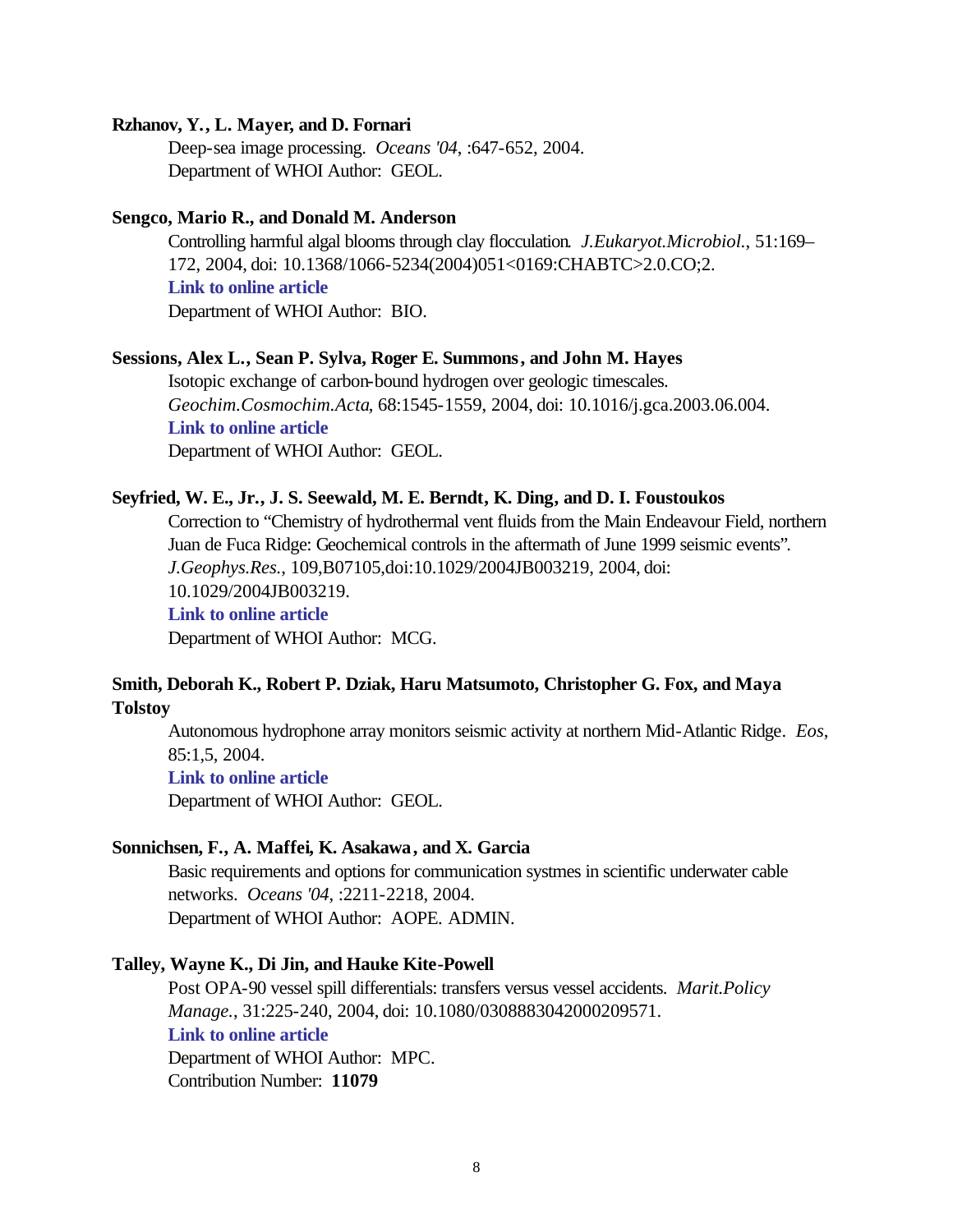**Rzhanov, Y., L. Mayer, and D. Fornari**

Deep-sea image processing. *Oceans '04*, :647-652, 2004.
Department of WHOI Author: GEOL.

**Sengco, Mario R., and Donald M. Anderson**

Controlling harmful algal blooms through clay flocculation. *J.Eukaryot.Microbiol.*, 51:169–172, 2004, doi: 10.1368/1066-5234(2004)051<0169:CHABTC>2.0.CO;2.
**Link to online article**
Department of WHOI Author: BIO.

**Sessions, Alex L., Sean P. Sylva, Roger E. Summons, and John M. Hayes**

Isotopic exchange of carbon-bound hydrogen over geologic timescales. *Geochim.Cosmochim.Acta*, 68:1545-1559, 2004, doi: 10.1016/j.gca.2003.06.004.
**Link to online article**
Department of WHOI Author: GEOL.

**Seyfried, W. E., Jr., J. S. Seewald, M. E. Berndt, K. Ding, and D. I. Foustoukos**

Correction to "Chemistry of hydrothermal vent fluids from the Main Endeavour Field, northern Juan de Fuca Ridge: Geochemical controls in the aftermath of June 1999 seismic events". *J.Geophys.Res.*, 109,B07105,doi:10.1029/2004JB003219, 2004, doi: 10.1029/2004JB003219.
**Link to online article**
Department of WHOI Author: MCG.

**Smith, Deborah K., Robert P. Dziak, Haru Matsumoto, Christopher G. Fox, and Maya Tolstoy**

Autonomous hydrophone array monitors seismic activity at northern Mid-Atlantic Ridge. *Eos*, 85:1,5, 2004.
**Link to online article**
Department of WHOI Author: GEOL.

**Sonnichsen, F., A. Maffei, K. Asakawa, and X. Garcia**

Basic requirements and options for communication systmes in scientific underwater cable networks. *Oceans '04*, :2211-2218, 2004.
Department of WHOI Author: AOPE. ADMIN.

**Talley, Wayne K., Di Jin, and Hauke Kite-Powell**

Post OPA-90 vessel spill differentials: transfers versus vessel accidents. *Marit.Policy Manage.*, 31:225-240, 2004, doi: 10.1080/0308883042000209571.
**Link to online article**
Department of WHOI Author: MPC.
Contribution Number: **11079**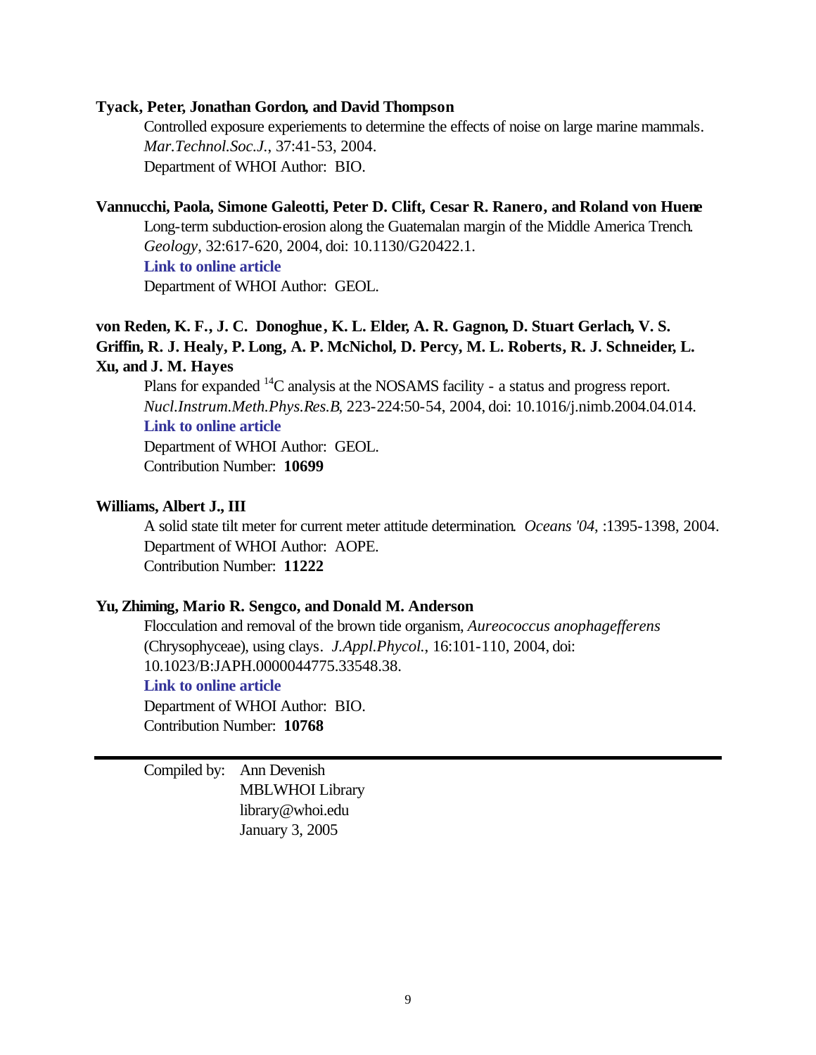**Tyack, Peter, Jonathan Gordon, and David Thompson**

Controlled exposure experiements to determine the effects of noise on large marine mammals. *Mar.Technol.Soc.J.*, 37:41-53, 2004.
Department of WHOI Author: BIO.

**Vannucchi, Paola, Simone Galeotti, Peter D. Clift, Cesar R. Ranero, and Roland von Huene**

Long-term subduction-erosion along the Guatemalan margin of the Middle America Trench. *Geology*, 32:617-620, 2004, doi: 10.1130/G20422.1.
**Link to online article**
Department of WHOI Author: GEOL.

**von Reden, K. F., J. C. Donoghue, K. L. Elder, A. R. Gagnon, D. Stuart Gerlach, V. S. Griffin, R. J. Healy, P. Long, A. P. McNichol, D. Percy, M. L. Roberts, R. J. Schneider, L. Xu, and J. M. Hayes**

Plans for expanded $^{14}C$ analysis at the NOSAMS facility - a status and progress report. *Nucl.Instrum.Meth.Phys.Res.B*, 223-224:50-54, 2004, doi: 10.1016/j.nimb.2004.04.014.
**Link to online article**
Department of WHOI Author: GEOL.
Contribution Number: **10699**

**Williams, Albert J., III**

A solid state tilt meter for current meter attitude determination. *Oceans '04*, :1395-1398, 2004.
Department of WHOI Author: AOPE.
Contribution Number: **11222**

**Yu, Zhiming, Mario R. Sengco, and Donald M. Anderson**

Flocculation and removal of the brown tide organism, *Aureococcus anophagefferens* (Chrysophyceae), using clays. *J.Appl.Phycol.*, 16:101-110, 2004, doi: 10.1023/B:JAPH.0000044775.33548.38.
**Link to online article**
Department of WHOI Author: BIO.
Contribution Number: **10768**

---

Compiled by: Ann Devenish
MBLWHOI Library
library@whoi.edu
January 3, 2005